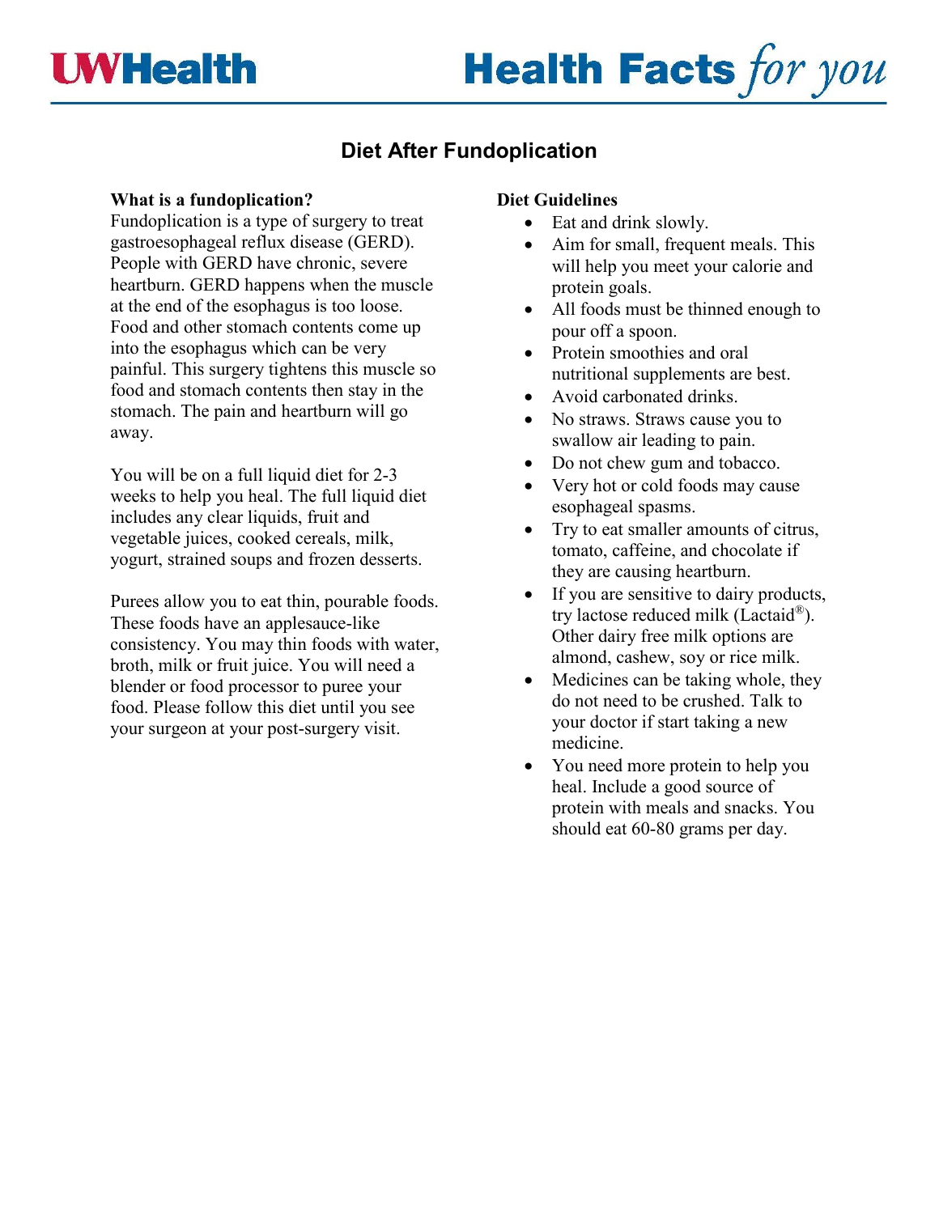# Diet After Fundoplication

**What is a fundoplication?**
Fundoplication is a type of surgery to treat gastroesophageal reflux disease (GERD). People with GERD have chronic, severe heartburn. GERD happens when the muscle at the end of the esophagus is too loose. Food and other stomach contents come up into the esophagus which can be very painful. This surgery tightens this muscle so food and stomach contents then stay in the stomach. The pain and heartburn will go away.

You will be on a full liquid diet for 2-3 weeks to help you heal. The full liquid diet includes any clear liquids, fruit and vegetable juices, cooked cereals, milk, yogurt, strained soups and frozen desserts.

Purees allow you to eat thin, pourable foods. These foods have an applesauce-like consistency. You may thin foods with water, broth, milk or fruit juice. You will need a blender or food processor to puree your food. Please follow this diet until you see your surgeon at your post-surgery visit.

**Diet Guidelines**

- Eat and drink slowly.
- Aim for small, frequent meals. This will help you meet your calorie and protein goals.
- All foods must be thinned enough to pour off a spoon.
- Protein smoothies and oral nutritional supplements are best.
- Avoid carbonated drinks.
- No straws. Straws cause you to swallow air leading to pain.
- Do not chew gum and tobacco.
- Very hot or cold foods may cause esophageal spasms.
- Try to eat smaller amounts of citrus, tomato, caffeine, and chocolate if they are causing heartburn.
- If you are sensitive to dairy products, try lactose reduced milk (Lactaid®). Other dairy free milk options are almond, cashew, soy or rice milk.
- Medicines can be taking whole, they do not need to be crushed. Talk to your doctor if start taking a new medicine.
- You need more protein to help you heal. Include a good source of protein with meals and snacks. You should eat 60-80 grams per day.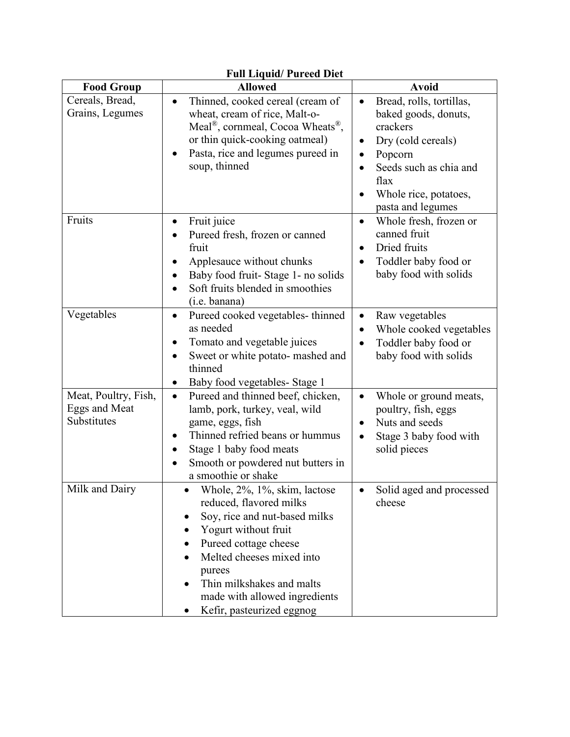**Full Liquid/ Pureed Diet**

| Food Group | Allowed | Avoid |
| --- | --- | --- |
| Cereals, Bread, Grains, Legumes | • Thinned, cooked cereal (cream of wheat, cream of rice, Malt-o-Meal®, cornmeal, Cocoa Wheats®, or thin quick-cooking oatmeal)<br>• Pasta, rice and legumes pureed in soup, thinned | • Bread, rolls, tortillas, baked goods, donuts, crackers<br>• Dry (cold cereals)<br>• Popcorn<br>• Seeds such as chia and flax<br>• Whole rice, potatoes, pasta and legumes |
| Fruits | • Fruit juice<br>• Pureed fresh, frozen or canned fruit<br>• Applesauce without chunks<br>• Baby food fruit- Stage 1- no solids<br>• Soft fruits blended in smoothies (i.e. banana) | • Whole fresh, frozen or canned fruit<br>• Dried fruits<br>• Toddler baby food or baby food with solids |
| Vegetables | • Pureed cooked vegetables- thinned as needed<br>• Tomato and vegetable juices<br>• Sweet or white potato- mashed and thinned<br>• Baby food vegetables- Stage 1 | • Raw vegetables<br>• Whole cooked vegetables<br>• Toddler baby food or baby food with solids |
| Meat, Poultry, Fish, Eggs and Meat Substitutes | • Pureed and thinned beef, chicken, lamb, pork, turkey, veal, wild game, eggs, fish<br>• Thinned refried beans or hummus<br>• Stage 1 baby food meats<br>• Smooth or powdered nut butters in a smoothie or shake | • Whole or ground meats, poultry, fish, eggs<br>• Nuts and seeds<br>• Stage 3 baby food with solid pieces |
| Milk and Dairy | • Whole, 2%, 1%, skim, lactose reduced, flavored milks<br>• Soy, rice and nut-based milks<br>• Yogurt without fruit<br>• Pureed cottage cheese<br>• Melted cheeses mixed into purees<br>• Thin milkshakes and malts made with allowed ingredients<br>• Kefir, pasteurized eggnog | • Solid aged and processed cheese |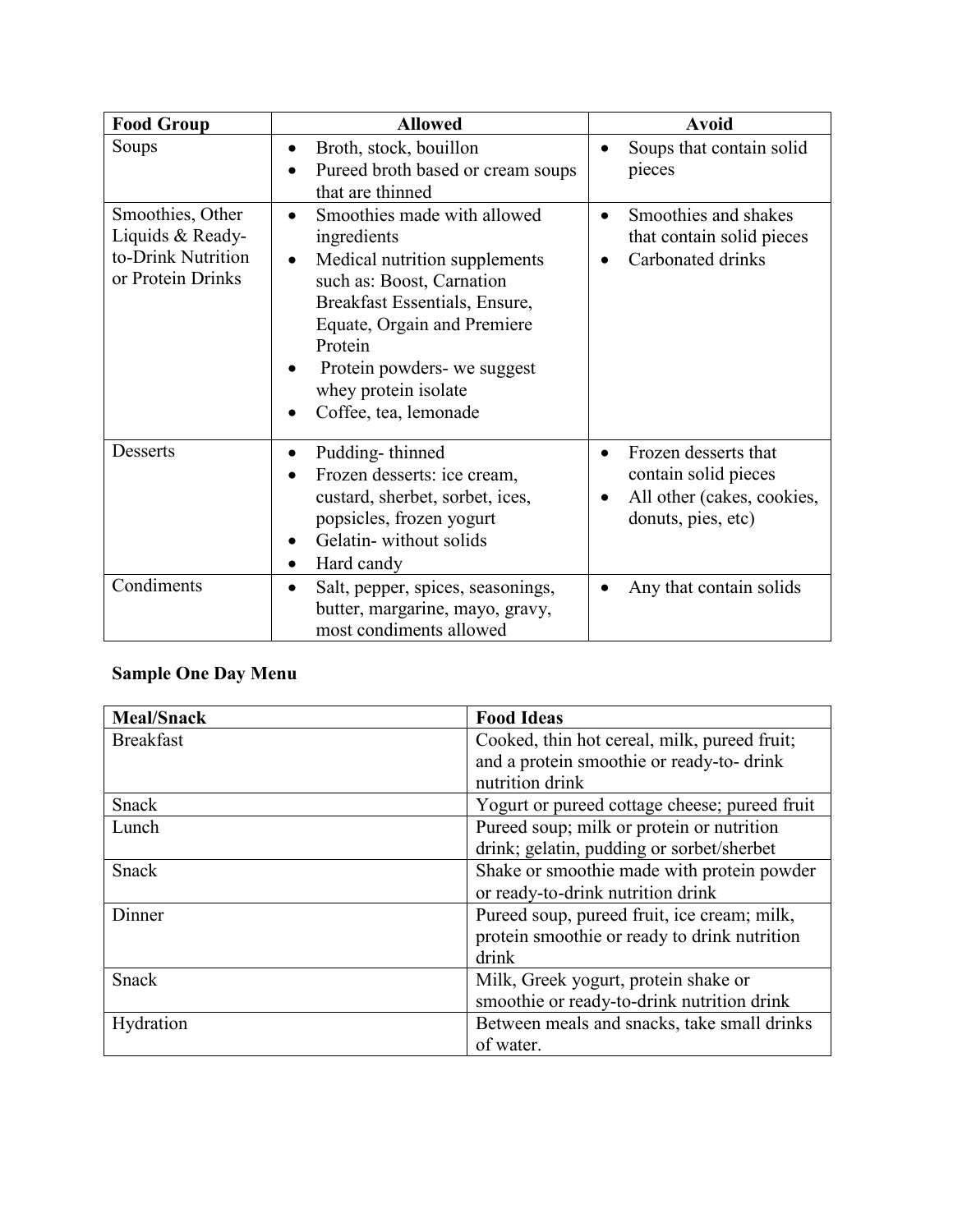| Food Group | Allowed | Avoid |
|---|---|---|
| Soups | • Broth, stock, bouillon<br>• Pureed broth based or cream soups that are thinned | • Soups that contain solid pieces |
| Smoothies, Other Liquids & Ready-to-Drink Nutrition or Protein Drinks | • Smoothies made with allowed ingredients<br>• Medical nutrition supplements such as: Boost, Carnation Breakfast Essentials, Ensure, Equate, Orgain and Premiere Protein<br>• Protein powders- we suggest whey protein isolate<br>• Coffee, tea, lemonade | • Smoothies and shakes that contain solid pieces<br>• Carbonated drinks |
| Desserts | • Pudding- thinned<br>• Frozen desserts: ice cream, custard, sherbet, sorbet, ices, popsicles, frozen yogurt<br>• Gelatin- without solids<br>• Hard candy | • Frozen desserts that contain solid pieces<br>• All other (cakes, cookies, donuts, pies, etc) |
| Condiments | • Salt, pepper, spices, seasonings, butter, margarine, mayo, gravy, most condiments allowed | • Any that contain solids |

## Sample One Day Menu

| Meal/Snack | Food Ideas |
|---|---|
| Breakfast | Cooked, thin hot cereal, milk, pureed fruit; and a protein smoothie or ready-to- drink nutrition drink |
| Snack | Yogurt or pureed cottage cheese; pureed fruit |
| Lunch | Pureed soup; milk or protein or nutrition drink; gelatin, pudding or sorbet/sherbet |
| Snack | Shake or smoothie made with protein powder or ready-to-drink nutrition drink |
| Dinner | Pureed soup, pureed fruit, ice cream; milk, protein smoothie or ready to drink nutrition drink |
| Snack | Milk, Greek yogurt, protein shake or smoothie or ready-to-drink nutrition drink |
| Hydration | Between meals and snacks, take small drinks of water. |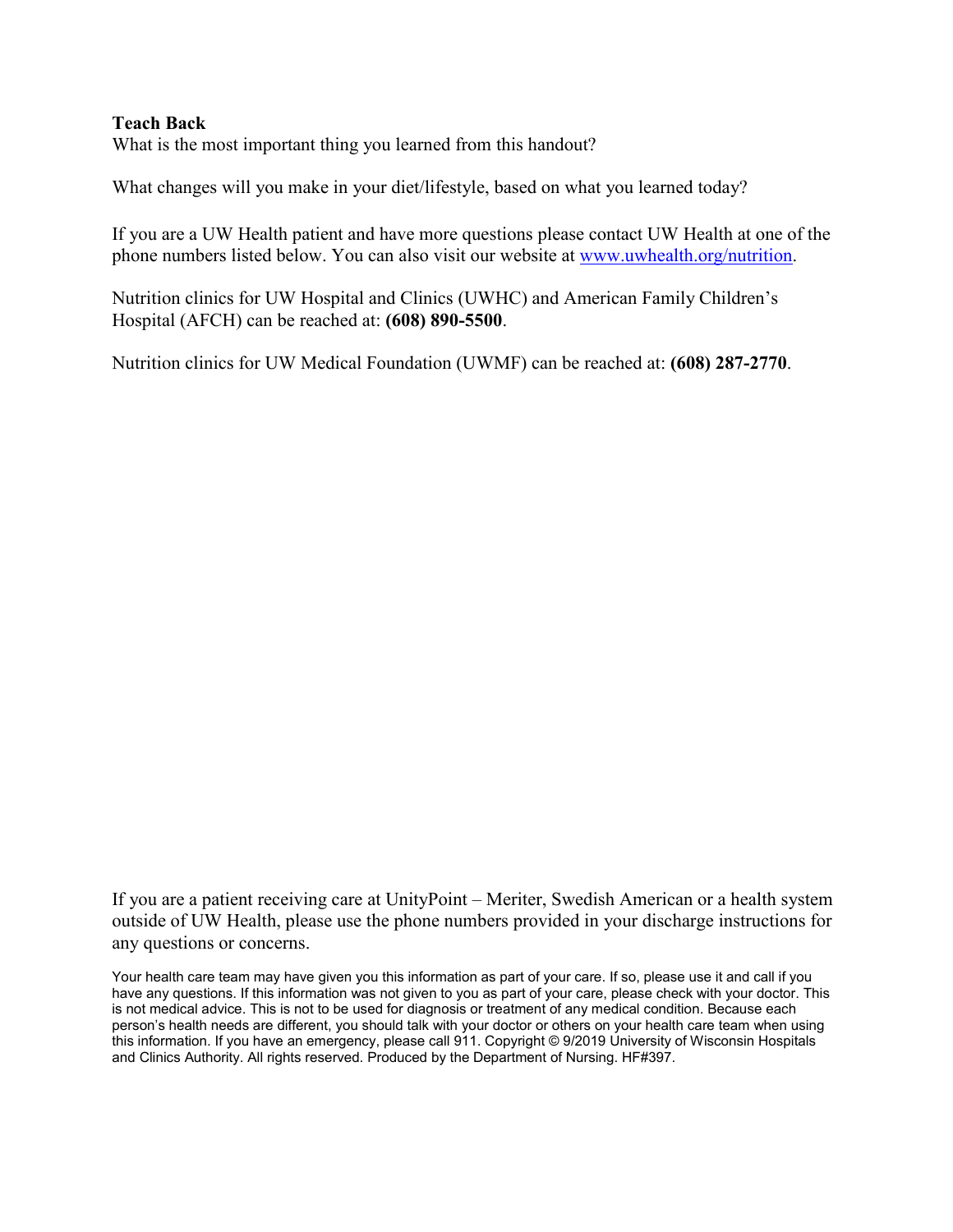**Teach Back**

What is the most important thing you learned from this handout?

What changes will you make in your diet/lifestyle, based on what you learned today?

If you are a UW Health patient and have more questions please contact UW Health at one of the phone numbers listed below. You can also visit our website at [www.uwhealth.org/nutrition](www.uwhealth.org/nutrition).

Nutrition clinics for UW Hospital and Clinics (UWHC) and American Family Children's Hospital (AFCH) can be reached at: **(608) 890-5500**.

Nutrition clinics for UW Medical Foundation (UWMF) can be reached at: **(608) 287-2770**.

If you are a patient receiving care at UnityPoint – Meriter, Swedish American or a health system outside of UW Health, please use the phone numbers provided in your discharge instructions for any questions or concerns.

Your health care team may have given you this information as part of your care. If so, please use it and call if you have any questions. If this information was not given to you as part of your care, please check with your doctor. This is not medical advice. This is not to be used for diagnosis or treatment of any medical condition. Because each person's health needs are different, you should talk with your doctor or others on your health care team when using this information. If you have an emergency, please call 911. Copyright © 9/2019 University of Wisconsin Hospitals and Clinics Authority. All rights reserved. Produced by the Department of Nursing. HF#397.